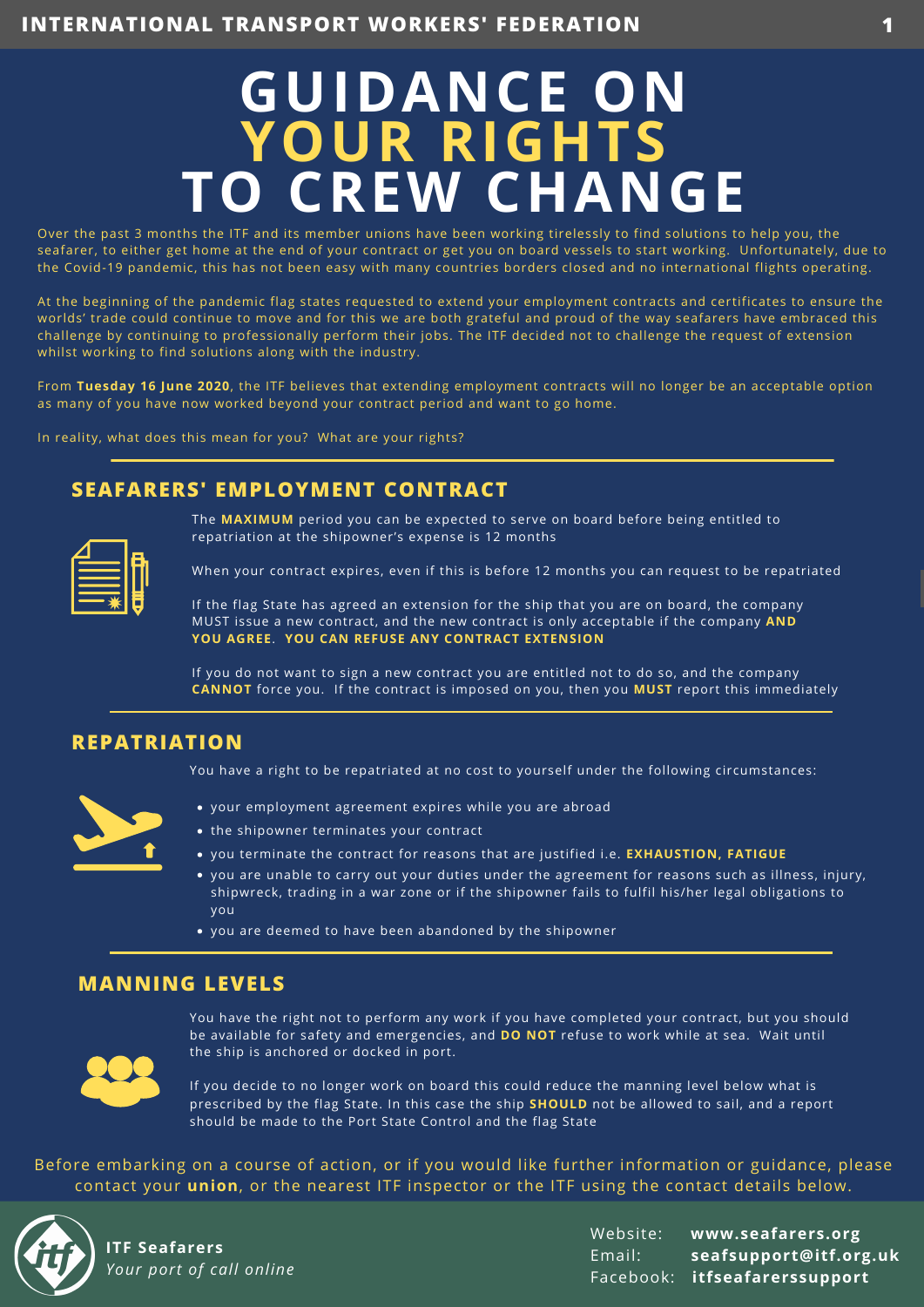# GUIDANCE ON YOUR RIGHTS TO CREW CHANGE

Over the past 3 months the ITF and its member unions have been working tirelessly to find solutions to help you, the seafarer, to either get home at the end of your contract or get you on board vessels to start working. Unfortunately, due to the Covid-19 pandemic, this has not been easy with many countries borders closed and no international flights operating.

At the beginning of the pandemic flag states requested to extend your employment contracts and certificates to ensure the worlds' trade could continue to move and for this we are both grateful and proud of the way seafarers have embraced this challenge by continuing to professionally perform their jobs. The ITF decided not to challenge the request of extension whilst working to find solutions along with the industry.

From **Tuesday 16 June 2020**, the ITF believes that extending employment contracts will no longer be an acceptable option as many of you have now worked beyond your contract period and want to go home.

In reality, what does this mean for you? What are your rights?

## SEAFARERS' EMPLOYMENT CONTRACT

The **MAXIMUM** period you can be expected to serve on board before being entitled to repatriation at the shipowner's expense is 12 months

When your contract expires, even if this is before 12 months you can request to be repatriated

If the flag State has agreed an extension for the ship that you are on board, the company MUST issue a new contract, and the new contract is only acceptable if the company **AND YOU AGREE**. **YOU CAN REFUSE ANY CONTRACT EXTENSION**

If you do not want to sign a new contract you are entitled not to do so, and the company **CANNOT** force you. If the contract is imposed on you, then you **MUST** report this immediately

## REPATRIATION

You have a right to be repatriated at no cost to yourself under the following circumstances:

- your employment agreement expires while you are abroad
- the shipowner terminates your contract
- you terminate the contract for reasons that are justified i.e. **EXHAUSTION, FATIGUE**
- you are unable to carry out your duties under the agreement for reasons such as illness, injury, shipwreck, trading in a war zone or if the shipowner fails to fulfil his/her legal obligations to you
- you are deemed to have been abandoned by the shipowner

## MANNING LEVELS

You have the right not to perform any work if you have completed your contract, but you should be available for safety and emergencies, and **DO NOT** refuse to work while at sea. Wait until the ship is anchored or docked in port.

If you decide to no longer work on board this could reduce the manning level below what is prescribed by the flag State. In this case the ship **SHOULD** not be allowed to sail, and a report should be made to the Port State Control and the flag State

Before embarking on a course of action, or if you would like further information or guidance, please contact your **union**, or the nearest ITF inspector or the ITF using the contact details below.

**ITF Seafarers**
*Your port of call online*

Website: **www.seafarers.org**
Email: **seafsupport@itf.org.uk**
Facebook: **itfseafarerssupport**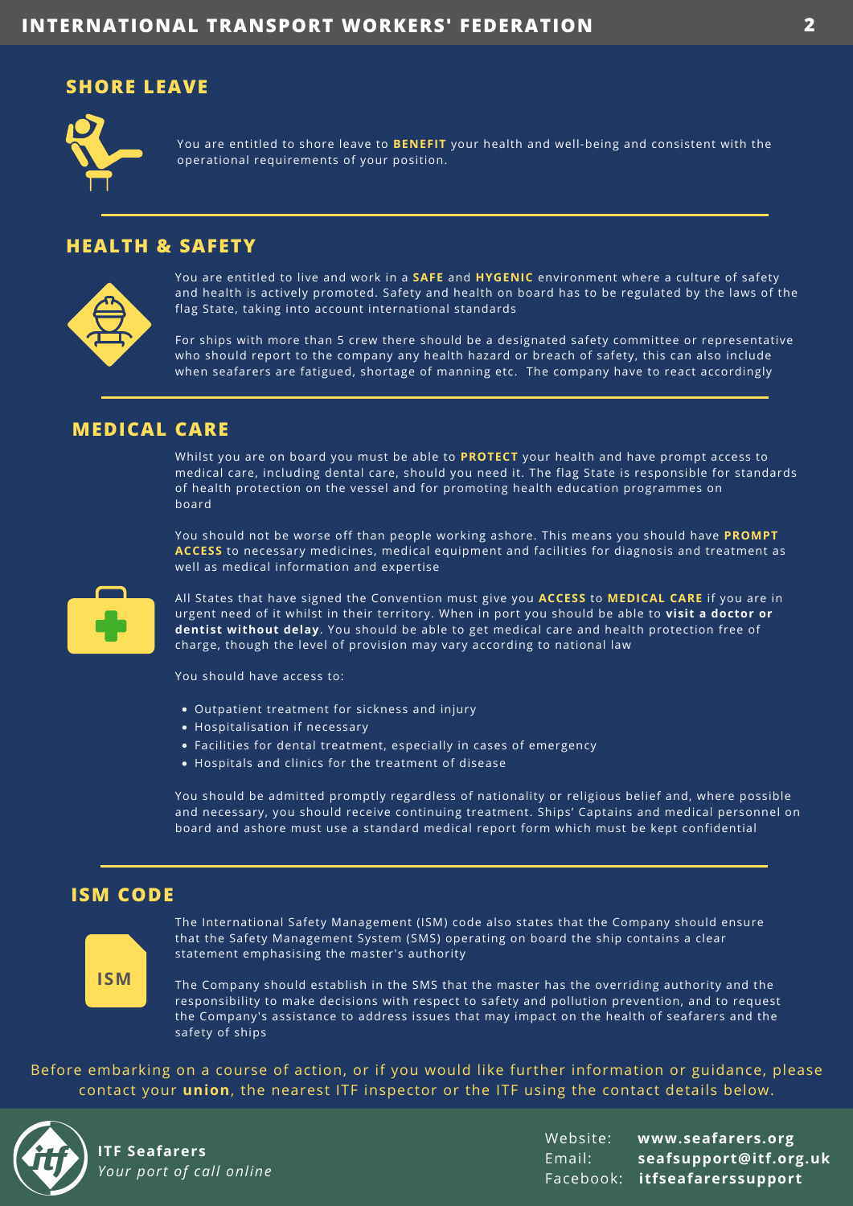## SHORE LEAVE

You are entitled to shore leave to **BENEFIT** your health and well-being and consistent with the operational requirements of your position.

## HEALTH & SAFETY

You are entitled to live and work in a **SAFE** and **HYGENIC** environment where a culture of safety and health is actively promoted. Safety and health on board has to be regulated by the laws of the flag State, taking into account international standards

For ships with more than 5 crew there should be a designated safety committee or representative who should report to the company any health hazard or breach of safety, this can also include when seafarers are fatigued, shortage of manning etc. The company have to react accordingly

## MEDICAL CARE

Whilst you are on board you must be able to **PROTECT** your health and have prompt access to medical care, including dental care, should you need it. The flag State is responsible for standards of health protection on the vessel and for promoting health education programmes on board

You should not be worse off than people working ashore. This means you should have **PROMPT ACCESS** to necessary medicines, medical equipment and facilities for diagnosis and treatment as well as medical information and expertise

All States that have signed the Convention must give you **ACCESS** to **MEDICAL CARE** if you are in urgent need of it whilst in their territory. When in port you should be able to **visit a doctor or dentist without delay**. You should be able to get medical care and health protection free of charge, though the level of provision may vary according to national law

You should have access to:

- Outpatient treatment for sickness and injury
- Hospitalisation if necessary
- Facilities for dental treatment, especially in cases of emergency
- Hospitals and clinics for the treatment of disease

You should be admitted promptly regardless of nationality or religious belief and, where possible and necessary, you should receive continuing treatment. Ships' Captains and medical personnel on board and ashore must use a standard medical report form which must be kept confidential

## ISM CODE

The International Safety Management (ISM) code also states that the Company should ensure that the Safety Management System (SMS) operating on board the ship contains a clear statement emphasising the master's authority

The Company should establish in the SMS that the master has the overriding authority and the responsibility to make decisions with respect to safety and pollution prevention, and to request the Company's assistance to address issues that may impact on the health of seafarers and the safety of ships

Before embarking on a course of action, or if you would like further information or guidance, please contact your **union**, the nearest ITF inspector or the ITF using the contact details below.

**ITF Seafarers**
*Your port of call online*

Website: **www.seafarers.org**
Email: **seafsupport@itf.org.uk**
Facebook: **itfseafarerssupport**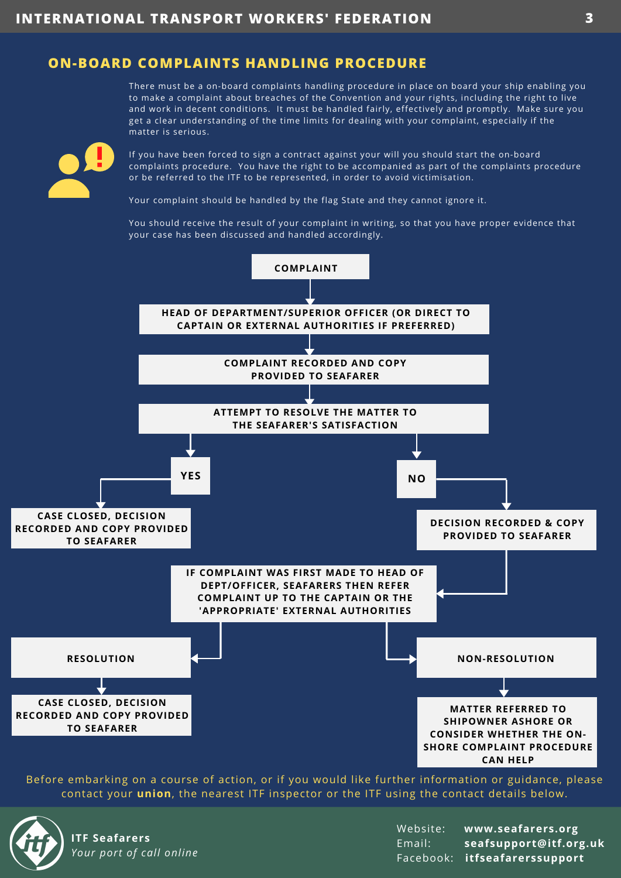## ON-BOARD COMPLAINTS HANDLING PROCEDURE

There must be a on-board complaints handling procedure in place on board your ship enabling you to make a complaint about breaches of the Convention and your rights, including the right to live and work in decent conditions. It must be handled fairly, effectively and promptly. Make sure you get a clear understanding of the time limits for dealing with your complaint, especially if the matter is serious.

If you have been forced to sign a contract against your will you should start the on-board complaints procedure. You have the right to be accompanied as part of the complaints procedure or be referred to the ITF to be represented, in order to avoid victimisation.

Your complaint should be handled by the flag State and they cannot ignore it.

You should receive the result of your complaint in writing, so that you have proper evidence that your case has been discussed and handled accordingly.

**COMPLAINT**

↓

**HEAD OF DEPARTMENT/SUPERIOR OFFICER (OR DIRECT TO CAPTAIN OR EXTERNAL AUTHORITIES IF PREFERRED)**

↓

**COMPLAINT RECORDED AND COPY PROVIDED TO SEAFARER**

↓

**ATTEMPT TO RESOLVE THE MATTER TO THE SEAFARER'S SATISFACTION**

- **YES** → **CASE CLOSED, DECISION RECORDED AND COPY PROVIDED TO SEAFARER**
- **NO** → **DECISION RECORDED & COPY PROVIDED TO SEAFARER** → **IF COMPLAINT WAS FIRST MADE TO HEAD OF DEPT/OFFICER, SEAFARERS THEN REFER COMPLAINT UP TO THE CAPTAIN OR THE 'APPROPRIATE' EXTERNAL AUTHORITIES**
  - **RESOLUTION** → **CASE CLOSED, DECISION RECORDED AND COPY PROVIDED TO SEAFARER**
  - **NON-RESOLUTION** → **MATTER REFERRED TO SHIPOWNER ASHORE OR CONSIDER WHETHER THE ON-SHORE COMPLAINT PROCEDURE CAN HELP**

Before embarking on a course of action, or if you would like further information or guidance, please contact your **union**, the nearest ITF inspector or the ITF using the contact details below.

**ITF Seafarers**
*Your port of call online*

Website: **www.seafarers.org**
Email: **seafsupport@itf.org.uk**
Facebook: **itfseafarerssupport**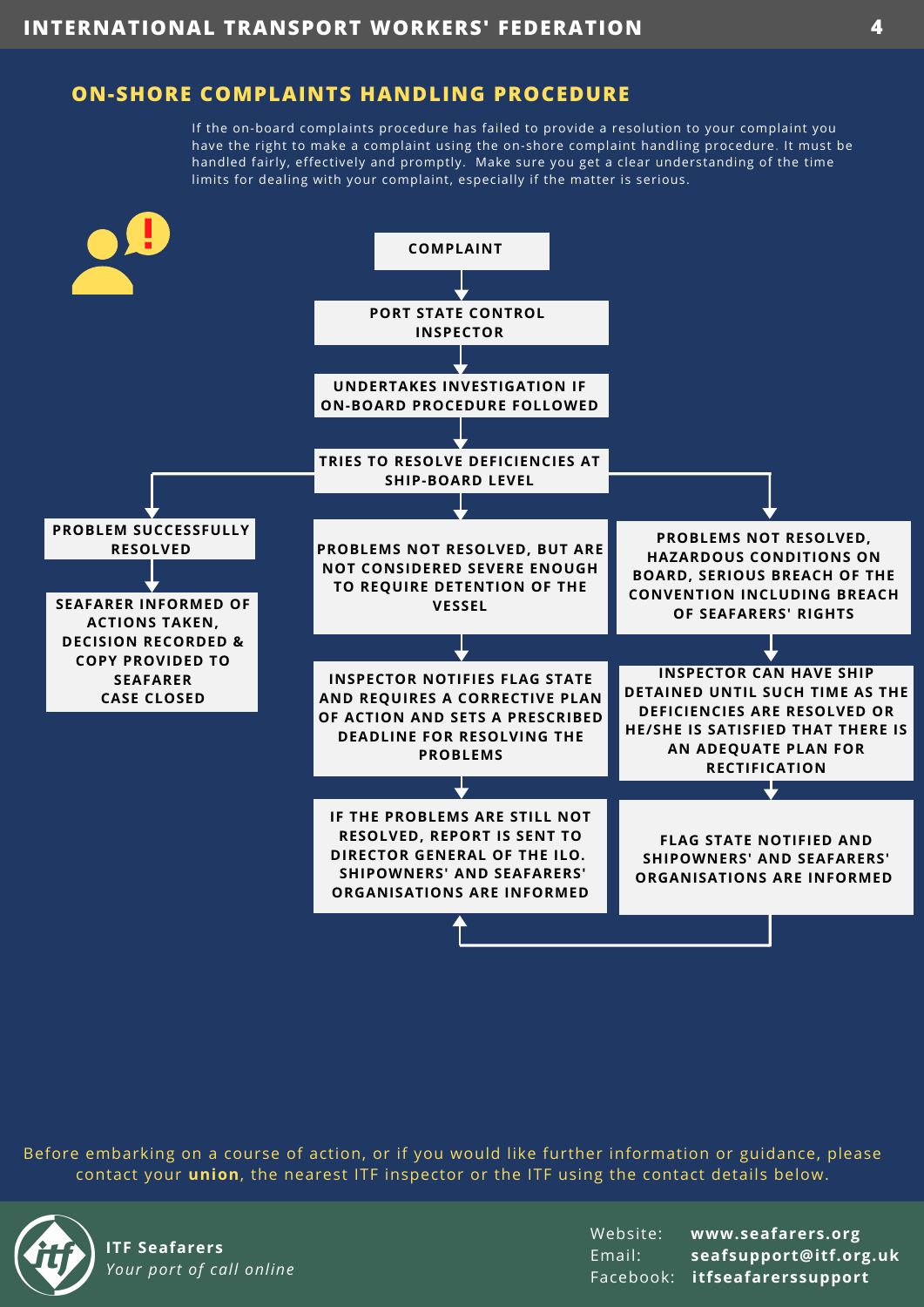## ON-SHORE COMPLAINTS HANDLING PROCEDURE

If the on-board complaints procedure has failed to provide a resolution to your complaint you have the right to make a complaint using the on-shore complaint handling procedure. It must be handled fairly, effectively and promptly. Make sure you get a clear understanding of the time limits for dealing with your complaint, especially if the matter is serious.

COMPLAINT

PORT STATE CONTROL INSPECTOR

UNDERTAKES INVESTIGATION IF ON-BOARD PROCEDURE FOLLOWED

TRIES TO RESOLVE DEFICIENCIES AT SHIP-BOARD LEVEL

PROBLEM SUCCESSFULLY RESOLVED

SEAFARER INFORMED OF ACTIONS TAKEN, DECISION RECORDED & COPY PROVIDED TO SEAFARER
CASE CLOSED

PROBLEMS NOT RESOLVED, BUT ARE NOT CONSIDERED SEVERE ENOUGH TO REQUIRE DETENTION OF THE VESSEL

INSPECTOR NOTIFIES FLAG STATE AND REQUIRES A CORRECTIVE PLAN OF ACTION AND SETS A PRESCRIBED DEADLINE FOR RESOLVING THE PROBLEMS

IF THE PROBLEMS ARE STILL NOT RESOLVED, REPORT IS SENT TO DIRECTOR GENERAL OF THE ILO. SHIPOWNERS' AND SEAFARERS' ORGANISATIONS ARE INFORMED

PROBLEMS NOT RESOLVED, HAZARDOUS CONDITIONS ON BOARD, SERIOUS BREACH OF THE CONVENTION INCLUDING BREACH OF SEAFARERS' RIGHTS

INSPECTOR CAN HAVE SHIP DETAINED UNTIL SUCH TIME AS THE DEFICIENCIES ARE RESOLVED OR HE/SHE IS SATISFIED THAT THERE IS AN ADEQUATE PLAN FOR RECTIFICATION

FLAG STATE NOTIFIED AND SHIPOWNERS' AND SEAFARERS' ORGANISATIONS ARE INFORMED

Before embarking on a course of action, or if you would like further information or guidance, please contact your **union**, the nearest ITF inspector or the ITF using the contact details below.

**ITF Seafarers**
*Your port of call online*

Website: **www.seafarers.org**
Email: **seafsupport@itf.org.uk**
Facebook: **itfseafarerssupport**